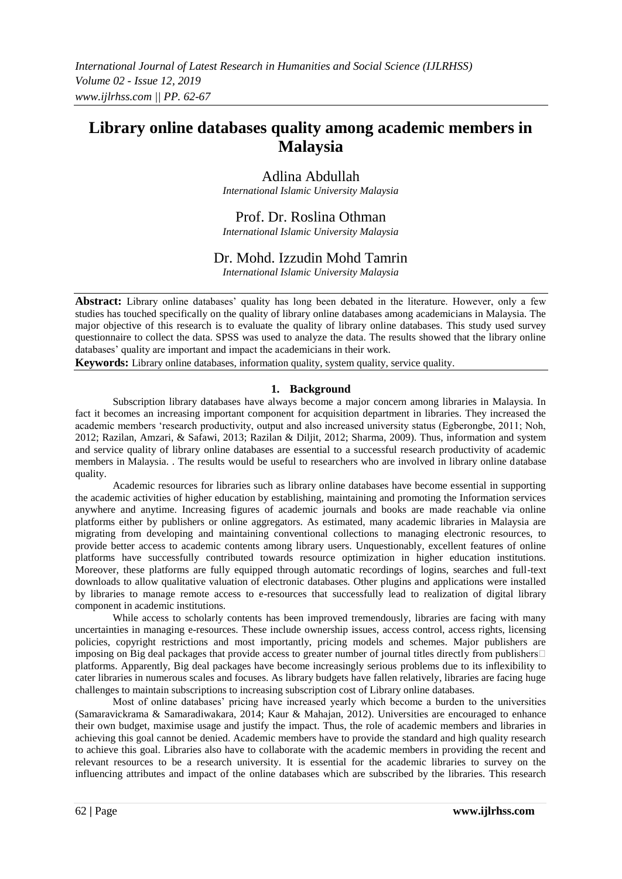# Library online databases quality among academic members in Malaysia

Adlina Abdullah
*International Islamic University Malaysia*

Prof. Dr. Roslina Othman
*International Islamic University Malaysia*

Dr. Mohd. Izzudin Mohd Tamrin
*International Islamic University Malaysia*

**Abstract:** Library online databases' quality has long been debated in the literature. However, only a few studies has touched specifically on the quality of library online databases among academicians in Malaysia. The major objective of this research is to evaluate the quality of library online databases. This study used survey questionnaire to collect the data. SPSS was used to analyze the data. The results showed that the library online databases' quality are important and impact the academicians in their work.

**Keywords:** Library online databases, information quality, system quality, service quality.

## 1. Background

Subscription library databases have always become a major concern among libraries in Malaysia. In fact it becomes an increasing important component for acquisition department in libraries. They increased the academic members 'research productivity, output and also increased university status (Egberongbe, 2011; Noh, 2012; Razilan, Amzari, & Safawi, 2013; Razilan & Diljit, 2012; Sharma, 2009). Thus, information and system and service quality of library online databases are essential to a successful research productivity of academic members in Malaysia. . The results would be useful to researchers who are involved in library online database quality.

Academic resources for libraries such as library online databases have become essential in supporting the academic activities of higher education by establishing, maintaining and promoting the Information services anywhere and anytime. Increasing figures of academic journals and books are made reachable via online platforms either by publishers or online aggregators. As estimated, many academic libraries in Malaysia are migrating from developing and maintaining conventional collections to managing electronic resources, to provide better access to academic contents among library users. Unquestionably, excellent features of online platforms have successfully contributed towards resource optimization in higher education institutions. Moreover, these platforms are fully equipped through automatic recordings of logins, searches and full-text downloads to allow qualitative valuation of electronic databases. Other plugins and applications were installed by libraries to manage remote access to e-resources that successfully lead to realization of digital library component in academic institutions.

While access to scholarly contents has been improved tremendously, libraries are facing with many uncertainties in managing e-resources. These include ownership issues, access control, access rights, licensing policies, copyright restrictions and most importantly, pricing models and schemes. Major publishers are imposing on Big deal packages that provide access to greater number of journal titles directly from publishers platforms. Apparently, Big deal packages have become increasingly serious problems due to its inflexibility to cater libraries in numerous scales and focuses. As library budgets have fallen relatively, libraries are facing huge challenges to maintain subscriptions to increasing subscription cost of Library online databases.

Most of online databases' pricing have increased yearly which become a burden to the universities (Samaravickrama & Samaradiwakara, 2014; Kaur & Mahajan, 2012). Universities are encouraged to enhance their own budget, maximise usage and justify the impact. Thus, the role of academic members and libraries in achieving this goal cannot be denied. Academic members have to provide the standard and high quality research to achieve this goal. Libraries also have to collaborate with the academic members in providing the recent and relevant resources to be a research university. It is essential for the academic libraries to survey on the influencing attributes and impact of the online databases which are subscribed by the libraries. This research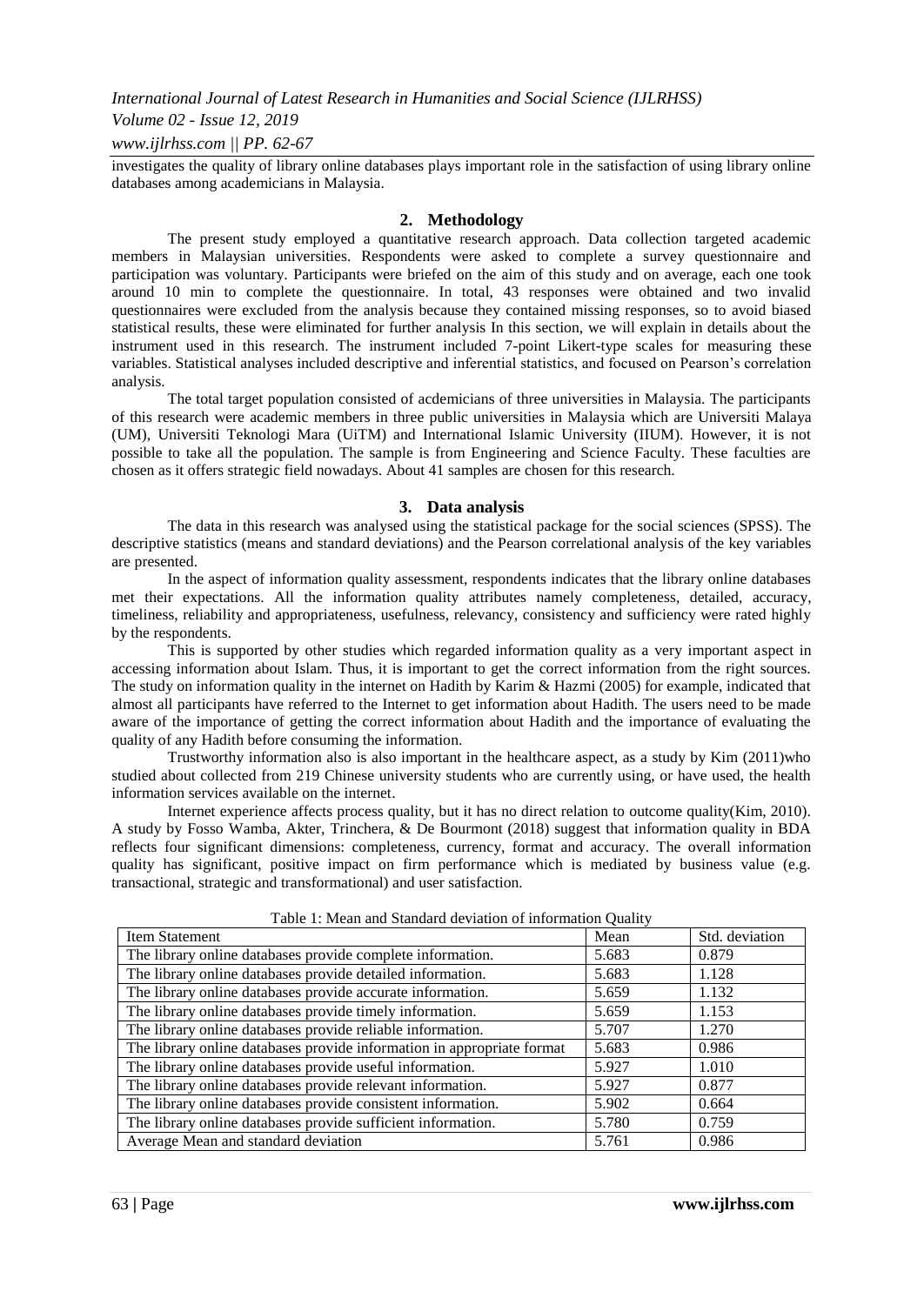investigates the quality of library online databases plays important role in the satisfaction of using library online databases among academicians in Malaysia.

## 2. Methodology

The present study employed a quantitative research approach. Data collection targeted academic members in Malaysian universities. Respondents were asked to complete a survey questionnaire and participation was voluntary. Participants were briefed on the aim of this study and on average, each one took around 10 min to complete the questionnaire. In total, 43 responses were obtained and two invalid questionnaires were excluded from the analysis because they contained missing responses, so to avoid biased statistical results, these were eliminated for further analysis In this section, we will explain in details about the instrument used in this research. The instrument included 7-point Likert-type scales for measuring these variables. Statistical analyses included descriptive and inferential statistics, and focused on Pearson's correlation analysis.

The total target population consisted of acdemicians of three universities in Malaysia. The participants of this research were academic members in three public universities in Malaysia which are Universiti Malaya (UM), Universiti Teknologi Mara (UiTM) and International Islamic University (IIUM). However, it is not possible to take all the population. The sample is from Engineering and Science Faculty. These faculties are chosen as it offers strategic field nowadays. About 41 samples are chosen for this research.

## 3. Data analysis

The data in this research was analysed using the statistical package for the social sciences (SPSS). The descriptive statistics (means and standard deviations) and the Pearson correlational analysis of the key variables are presented.

In the aspect of information quality assessment, respondents indicates that the library online databases met their expectations. All the information quality attributes namely completeness, detailed, accuracy, timeliness, reliability and appropriateness, usefulness, relevancy, consistency and sufficiency were rated highly by the respondents.

This is supported by other studies which regarded information quality as a very important aspect in accessing information about Islam. Thus, it is important to get the correct information from the right sources. The study on information quality in the internet on Hadith by Karim & Hazmi (2005) for example, indicated that almost all participants have referred to the Internet to get information about Hadith. The users need to be made aware of the importance of getting the correct information about Hadith and the importance of evaluating the quality of any Hadith before consuming the information.

Trustworthy information also is also important in the healthcare aspect, as a study by Kim (2011)who studied about collected from 219 Chinese university students who are currently using, or have used, the health information services available on the internet.

Internet experience affects process quality, but it has no direct relation to outcome quality(Kim, 2010). A study by Fosso Wamba, Akter, Trinchera, & De Bourmont (2018) suggest that information quality in BDA reflects four significant dimensions: completeness, currency, format and accuracy. The overall information quality has significant, positive impact on firm performance which is mediated by business value (e.g. transactional, strategic and transformational) and user satisfaction.

Table 1: Mean and Standard deviation of information Quality

| Item Statement | Mean | Std. deviation |
|---|---|---|
| The library online databases provide complete information. | 5.683 | 0.879 |
| The library online databases provide detailed information. | 5.683 | 1.128 |
| The library online databases provide accurate information. | 5.659 | 1.132 |
| The library online databases provide timely information. | 5.659 | 1.153 |
| The library online databases provide reliable information. | 5.707 | 1.270 |
| The library online databases provide information in appropriate format | 5.683 | 0.986 |
| The library online databases provide useful information. | 5.927 | 1.010 |
| The library online databases provide relevant information. | 5.927 | 0.877 |
| The library online databases provide consistent information. | 5.902 | 0.664 |
| The library online databases provide sufficient information. | 5.780 | 0.759 |
| Average Mean and standard deviation | 5.761 | 0.986 |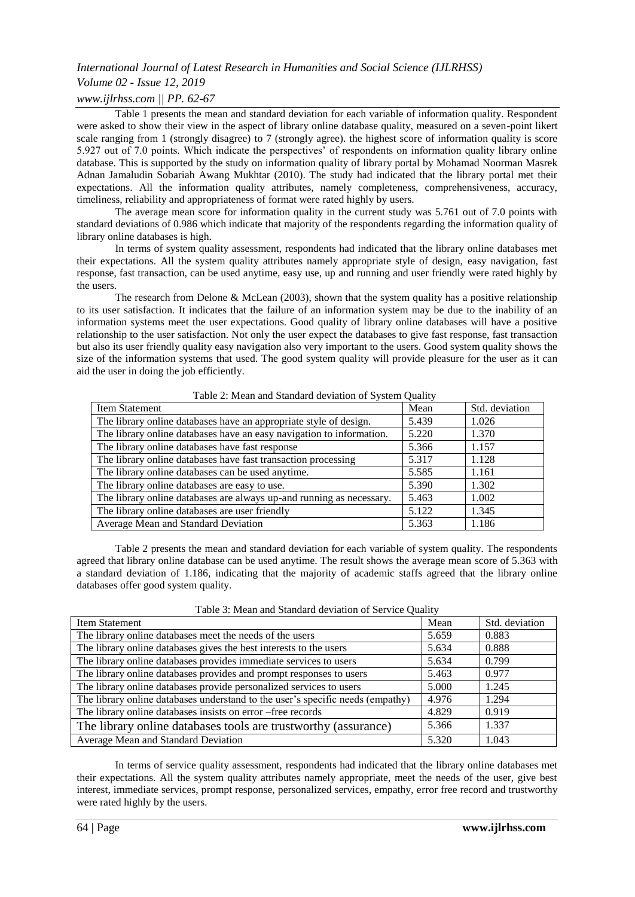Table 1 presents the mean and standard deviation for each variable of information quality. Respondent were asked to show their view in the aspect of library online database quality, measured on a seven-point likert scale ranging from 1 (strongly disagree) to 7 (strongly agree). the highest score of information quality is score 5.927 out of 7.0 points. Which indicate the perspectives' of respondents on information quality library online database. This is supported by the study on information quality of library portal by Mohamad Noorman Masrek Adnan Jamaludin Sobariah Awang Mukhtar (2010). The study had indicated that the library portal met their expectations. All the information quality attributes, namely completeness, comprehensiveness, accuracy, timeliness, reliability and appropriateness of format were rated highly by users.

The average mean score for information quality in the current study was 5.761 out of 7.0 points with standard deviations of 0.986 which indicate that majority of the respondents regarding the information quality of library online databases is high.

In terms of system quality assessment, respondents had indicated that the library online databases met their expectations. All the system quality attributes namely appropriate style of design, easy navigation, fast response, fast transaction, can be used anytime, easy use, up and running and user friendly were rated highly by the users.

The research from Delone & McLean (2003), shown that the system quality has a positive relationship to its user satisfaction. It indicates that the failure of an information system may be due to the inability of an information systems meet the user expectations. Good quality of library online databases will have a positive relationship to the user satisfaction. Not only the user expect the databases to give fast response, fast transaction but also its user friendly quality easy navigation also very important to the users. Good system quality shows the size of the information systems that used. The good system quality will provide pleasure for the user as it can aid the user in doing the job efficiently.

Table 2: Mean and Standard deviation of System Quality

| Item Statement | Mean | Std. deviation |
|---|---|---|
| The library online databases have an appropriate style of design. | 5.439 | 1.026 |
| The library online databases have an easy navigation to information. | 5.220 | 1.370 |
| The library online databases have fast response | 5.366 | 1.157 |
| The library online databases have fast transaction processing | 5.317 | 1.128 |
| The library online databases can be used anytime. | 5.585 | 1.161 |
| The library online databases are easy to use. | 5.390 | 1.302 |
| The library online databases are always up-and running as necessary. | 5.463 | 1.002 |
| The library online databases are user friendly | 5.122 | 1.345 |
| Average Mean and Standard Deviation | 5.363 | 1.186 |

Table 2 presents the mean and standard deviation for each variable of system quality. The respondents agreed that library online database can be used anytime. The result shows the average mean score of 5.363 with a standard deviation of 1.186, indicating that the majority of academic staffs agreed that the library online databases offer good system quality.

Table 3: Mean and Standard deviation of Service Quality

| Item Statement | Mean | Std. deviation |
|---|---|---|
| The library online databases meet the needs of the users | 5.659 | 0.883 |
| The library online databases gives the best interests to the users | 5.634 | 0.888 |
| The library online databases provides immediate services to users | 5.634 | 0.799 |
| The library online databases provides and prompt responses to users | 5.463 | 0.977 |
| The library online databases provide personalized services to users | 5.000 | 1.245 |
| The library online databases understand to the user's specific needs (empathy) | 4.976 | 1.294 |
| The library online databases insists on error –free records | 4.829 | 0.919 |
| The library online databases tools are trustworthy (assurance) | 5.366 | 1.337 |
| Average Mean and Standard Deviation | 5.320 | 1.043 |

In terms of service quality assessment, respondents had indicated that the library online databases met their expectations. All the system quality attributes namely appropriate, meet the needs of the user, give best interest, immediate services, prompt response, personalized services, empathy, error free record and trustworthy were rated highly by the users.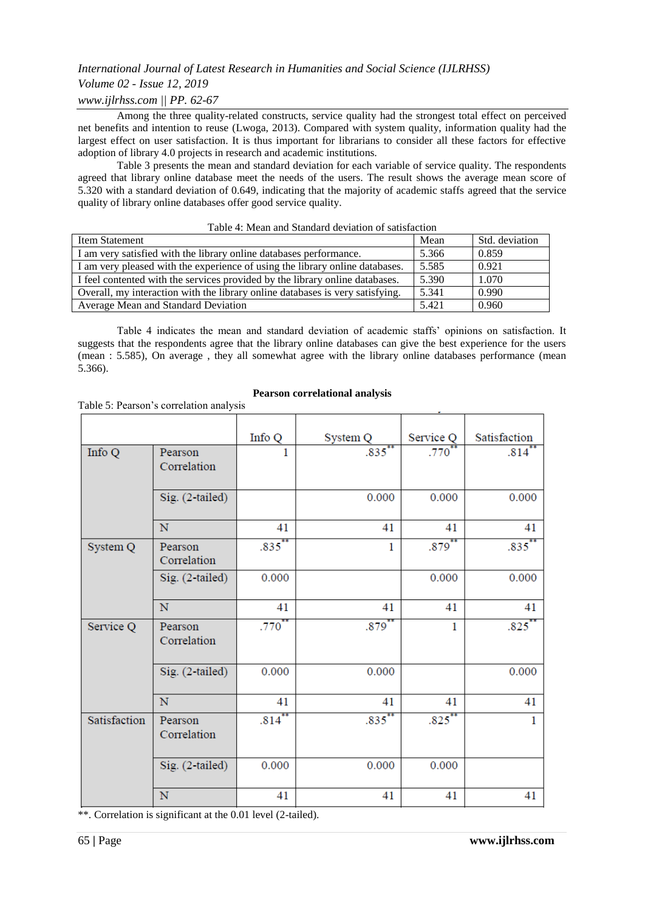Among the three quality-related constructs, service quality had the strongest total effect on perceived net benefits and intention to reuse (Lwoga, 2013). Compared with system quality, information quality had the largest effect on user satisfaction. It is thus important for librarians to consider all these factors for effective adoption of library 4.0 projects in research and academic institutions.

Table 3 presents the mean and standard deviation for each variable of service quality. The respondents agreed that library online database meet the needs of the users. The result shows the average mean score of 5.320 with a standard deviation of 0.649, indicating that the majority of academic staffs agreed that the service quality of library online databases offer good service quality.

Table 4: Mean and Standard deviation of satisfaction

| Item Statement | Mean | Std. deviation |
|---|---|---|
| I am very satisfied with the library online databases performance. | 5.366 | 0.859 |
| I am very pleased with the experience of using the library online databases. | 5.585 | 0.921 |
| I feel contented with the services provided by the library online databases. | 5.390 | 1.070 |
| Overall, my interaction with the library online databases is very satisfying. | 5.341 | 0.990 |
| Average Mean and Standard Deviation | 5.421 | 0.960 |

Table 4 indicates the mean and standard deviation of academic staffs' opinions on satisfaction. It suggests that the respondents agree that the library online databases can give the best experience for the users (mean : 5.585), On average , they all somewhat agree with the library online databases performance (mean 5.366).

**Pearson correlational analysis**

Table 5: Pearson's correlation analysis

| | | Info Q | System Q | Service Q | Satisfaction |
|---|---|---|---|---|---|
| Info Q | Pearson Correlation | 1 | .835** | .770** | .814** |
| | Sig. (2-tailed) | | 0.000 | 0.000 | 0.000 |
| | N | 41 | 41 | 41 | 41 |
| System Q | Pearson Correlation | .835** | 1 | .879** | .835** |
| | Sig. (2-tailed) | 0.000 | | 0.000 | 0.000 |
| | N | 41 | 41 | 41 | 41 |
| Service Q | Pearson Correlation | .770** | .879** | 1 | .825** |
| | Sig. (2-tailed) | 0.000 | 0.000 | | 0.000 |
| | N | 41 | 41 | 41 | 41 |
| Satisfaction | Pearson Correlation | .814** | .835** | .825** | 1 |
| | Sig. (2-tailed) | 0.000 | 0.000 | 0.000 | |
| | N | 41 | 41 | 41 | 41 |

**. Correlation is significant at the 0.01 level (2-tailed).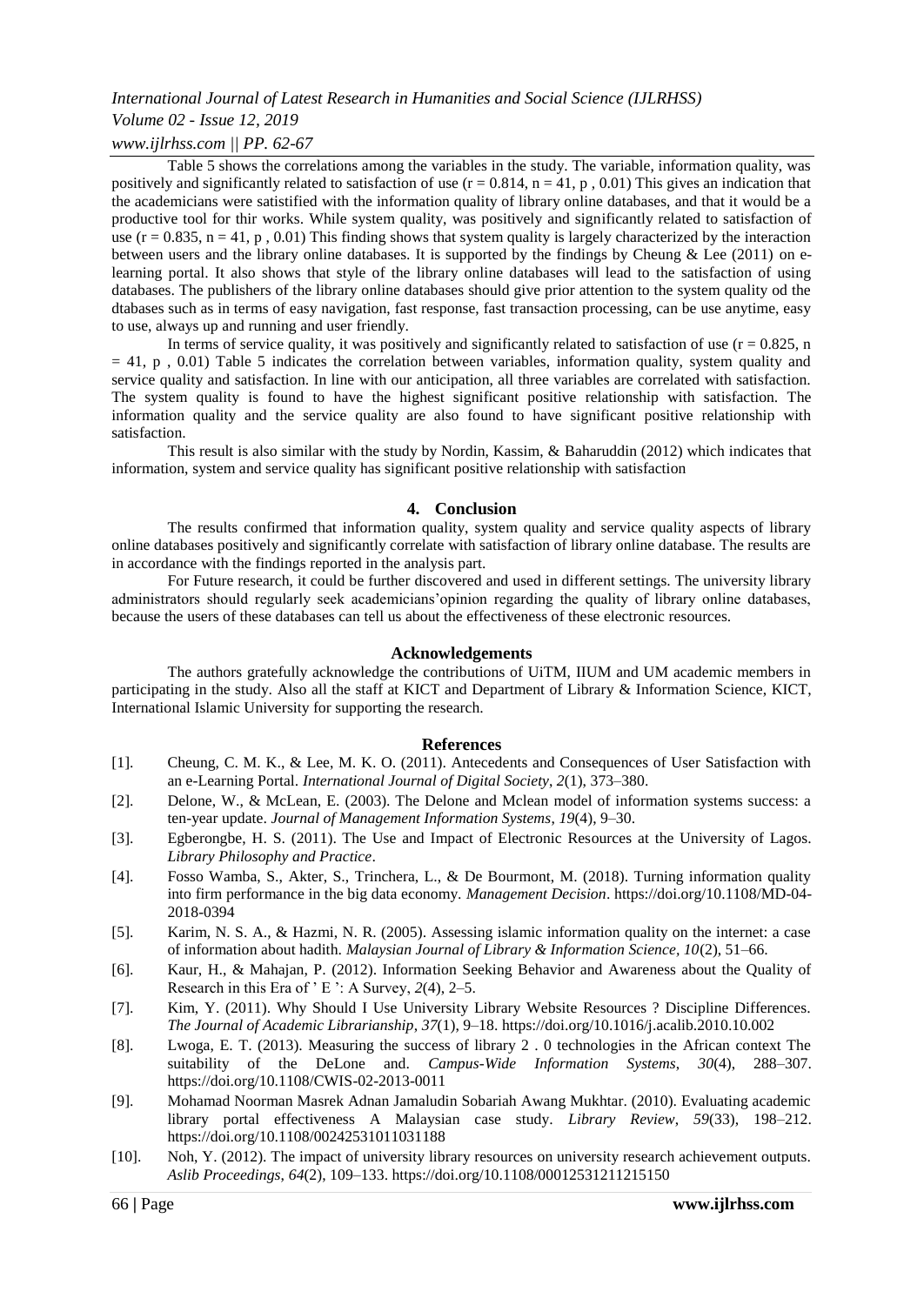Table 5 shows the correlations among the variables in the study. The variable, information quality, was positively and significantly related to satisfaction of use ($r = 0.814$, $n = 41$, p , 0.01) This gives an indication that the academicians were satistified with the information quality of library online databases, and that it would be a productive tool for thir works. While system quality, was positively and significantly related to satisfaction of use ($r = 0.835$, $n = 41$, p , 0.01) This finding shows that system quality is largely characterized by the interaction between users and the library online databases. It is supported by the findings by Cheung & Lee (2011) on e-learning portal. It also shows that style of the library online databases will lead to the satisfaction of using databases. The publishers of the library online databases should give prior attention to the system quality od the dtabases such as in terms of easy navigation, fast response, fast transaction processing, can be use anytime, easy to use, always up and running and user friendly.

In terms of service quality, it was positively and significantly related to satisfaction of use ($r = 0.825$, $n = 41$, p , 0.01) Table 5 indicates the correlation between variables, information quality, system quality and service quality and satisfaction. In line with our anticipation, all three variables are correlated with satisfaction. The system quality is found to have the highest significant positive relationship with satisfaction. The information quality and the service quality are also found to have significant positive relationship with satisfaction.

This result is also similar with the study by Nordin, Kassim, & Baharuddin (2012) which indicates that information, system and service quality has significant positive relationship with satisfaction

## 4. Conclusion

The results confirmed that information quality, system quality and service quality aspects of library online databases positively and significantly correlate with satisfaction of library online database. The results are in accordance with the findings reported in the analysis part.

For Future research, it could be further discovered and used in different settings. The university library administrators should regularly seek academicians'opinion regarding the quality of library online databases, because the users of these databases can tell us about the effectiveness of these electronic resources.

## Acknowledgements

The authors gratefully acknowledge the contributions of UiTM, IIUM and UM academic members in participating in the study. Also all the staff at KICT and Department of Library & Information Science, KICT, International Islamic University for supporting the research.

## References

[1]. Cheung, C. M. K., & Lee, M. K. O. (2011). Antecedents and Consequences of User Satisfaction with an e-Learning Portal. *International Journal of Digital Society*, *2*(1), 373–380.

[2]. Delone, W., & McLean, E. (2003). The Delone and Mclean model of information systems success: a ten-year update. *Journal of Management Information Systems*, *19*(4), 9–30.

[3]. Egberongbe, H. S. (2011). The Use and Impact of Electronic Resources at the University of Lagos. *Library Philosophy and Practice*.

[4]. Fosso Wamba, S., Akter, S., Trinchera, L., & De Bourmont, M. (2018). Turning information quality into firm performance in the big data economy. *Management Decision*. https://doi.org/10.1108/MD-04-2018-0394

[5]. Karim, N. S. A., & Hazmi, N. R. (2005). Assessing islamic information quality on the internet: a case of information about hadith. *Malaysian Journal of Library & Information Science*, *10*(2), 51–66.

[6]. Kaur, H., & Mahajan, P. (2012). Information Seeking Behavior and Awareness about the Quality of Research in this Era of ' E ': A Survey, *2*(4), 2–5.

[7]. Kim, Y. (2011). Why Should I Use University Library Website Resources ? Discipline Differences. *The Journal of Academic Librarianship*, *37*(1), 9–18. https://doi.org/10.1016/j.acalib.2010.10.002

[8]. Lwoga, E. T. (2013). Measuring the success of library 2 . 0 technologies in the African context The suitability of the DeLone and. *Campus-Wide Information Systems*, *30*(4), 288–307. https://doi.org/10.1108/CWIS-02-2013-0011

[9]. Mohamad Noorman Masrek Adnan Jamaludin Sobariah Awang Mukhtar. (2010). Evaluating academic library portal effectiveness A Malaysian case study. *Library Review*, *59*(33), 198–212. https://doi.org/10.1108/00242531011031188

[10]. Noh, Y. (2012). The impact of university library resources on university research achievement outputs. *Aslib Proceedings*, *64*(2), 109–133. https://doi.org/10.1108/00012531211215150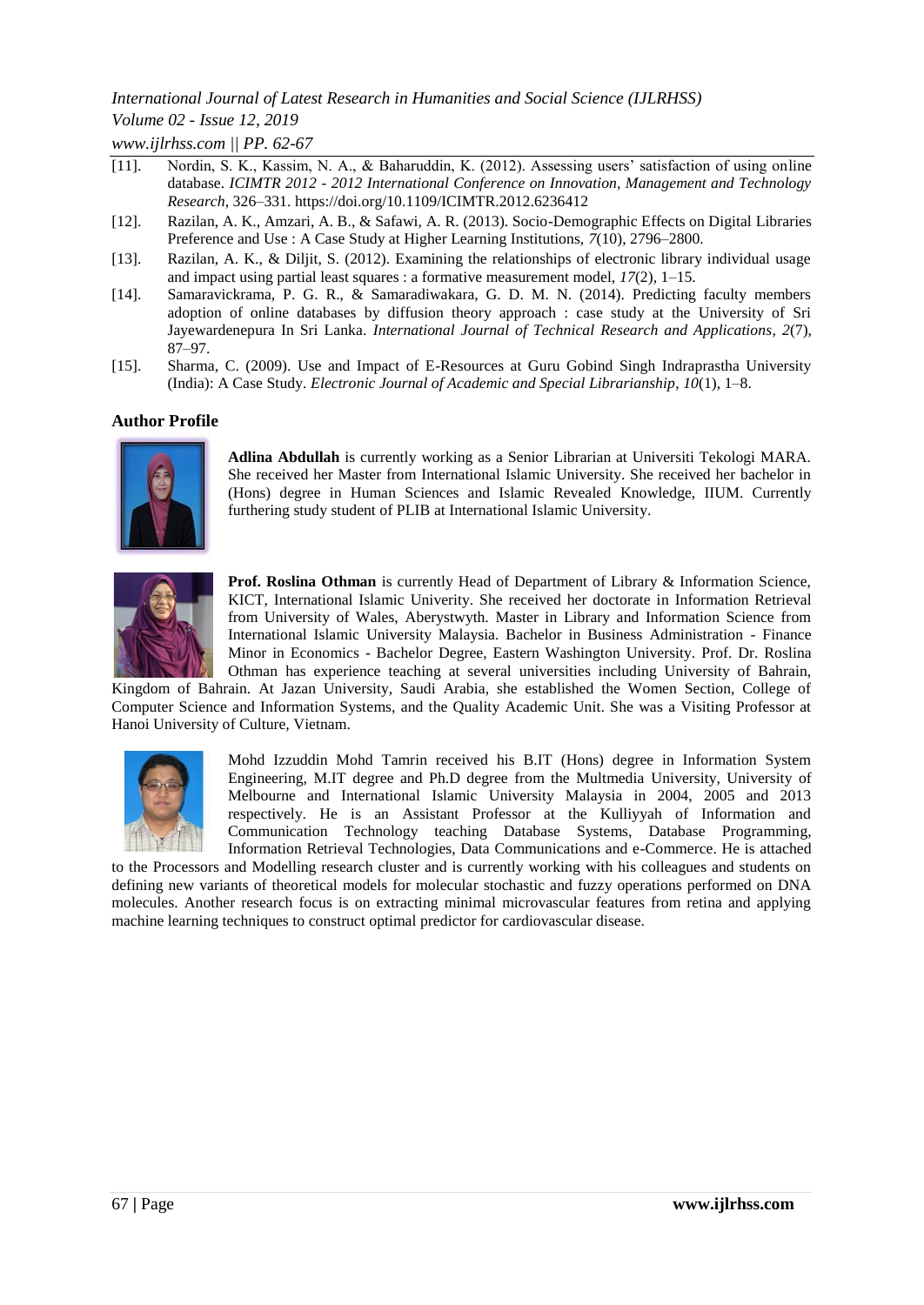[11]. Nordin, S. K., Kassim, N. A., & Baharuddin, K. (2012). Assessing users' satisfaction of using online database. *ICIMTR 2012 - 2012 International Conference on Innovation, Management and Technology Research*, 326–331. https://doi.org/10.1109/ICIMTR.2012.6236412

[12]. Razilan, A. K., Amzari, A. B., & Safawi, A. R. (2013). Socio-Demographic Effects on Digital Libraries Preference and Use : A Case Study at Higher Learning Institutions, *7*(10), 2796–2800.

[13]. Razilan, A. K., & Diljit, S. (2012). Examining the relationships of electronic library individual usage and impact using partial least squares : a formative measurement model, *17*(2), 1–15.

[14]. Samaravickrama, P. G. R., & Samaradiwakara, G. D. M. N. (2014). Predicting faculty members adoption of online databases by diffusion theory approach : case study at the University of Sri Jayewardenepura In Sri Lanka. *International Journal of Technical Research and Applications*, *2*(7), 87–97.

[15]. Sharma, C. (2009). Use and Impact of E-Resources at Guru Gobind Singh Indraprastha University (India): A Case Study. *Electronic Journal of Academic and Special Librarianship*, *10*(1), 1–8.

## Author Profile

**Adlina Abdullah** is currently working as a Senior Librarian at Universiti Tekologi MARA. She received her Master from International Islamic University. She received her bachelor in (Hons) degree in Human Sciences and Islamic Revealed Knowledge, IIUM. Currently furthering study student of PLIB at International Islamic University.

**Prof. Roslina Othman** is currently Head of Department of Library & Information Science, KICT, International Islamic Univerity. She received her doctorate in Information Retrieval from University of Wales, Aberystwyth. Master in Library and Information Science from International Islamic University Malaysia. Bachelor in Business Administration - Finance Minor in Economics - Bachelor Degree, Eastern Washington University. Prof. Dr. Roslina Othman has experience teaching at several universities including University of Bahrain, Kingdom of Bahrain. At Jazan University, Saudi Arabia, she established the Women Section, College of Computer Science and Information Systems, and the Quality Academic Unit. She was a Visiting Professor at Hanoi University of Culture, Vietnam.

Mohd Izzuddin Mohd Tamrin received his B.IT (Hons) degree in Information System Engineering, M.IT degree and Ph.D degree from the Multmedia University, University of Melbourne and International Islamic University Malaysia in 2004, 2005 and 2013 respectively. He is an Assistant Professor at the Kulliyyah of Information and Communication Technology teaching Database Systems, Database Programming, Information Retrieval Technologies, Data Communications and e-Commerce. He is attached to the Processors and Modelling research cluster and is currently working with his colleagues and students on defining new variants of theoretical models for molecular stochastic and fuzzy operations performed on DNA molecules. Another research focus is on extracting minimal microvascular features from retina and applying machine learning techniques to construct optimal predictor for cardiovascular disease.